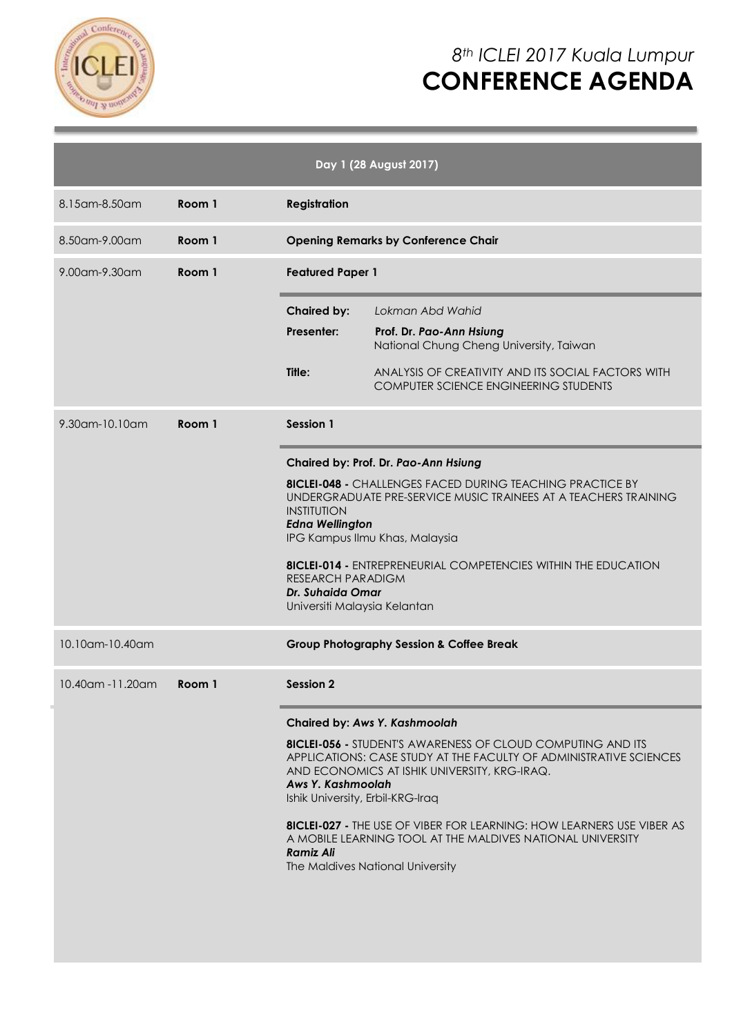# *8th ICLEI 2017 Kuala Lumpur*
# CONFERENCE AGENDA

## Day 1 (28 August 2017)

| Time | Room | Activity |
|---|---|---|
| 8.15am-8.50am | **Room 1** | **Registration** |
| 8.50am-9.00am | **Room 1** | **Opening Remarks by Conference Chair** |
| 9.00am-9.30am | **Room 1** | **Featured Paper 1** |

**Chaired by:** *Lokman Abd Wahid*

**Presenter:** **Prof. Dr. *Pao-Ann Hsiung***
National Chung Cheng University, Taiwan

**Title:** ANALYSIS OF CREATIVITY AND ITS SOCIAL FACTORS WITH COMPUTER SCIENCE ENGINEERING STUDENTS

| Time | Room | Activity |
|---|---|---|
| 9.30am-10.10am | **Room 1** | **Session 1** |

**Chaired by: Prof. Dr. *Pao-Ann Hsiung***

**8ICLEI-048 -** CHALLENGES FACED DURING TEACHING PRACTICE BY UNDERGRADUATE PRE-SERVICE MUSIC TRAINEES AT A TEACHERS TRAINING INSTITUTION
***Edna Wellington***
IPG Kampus Ilmu Khas, Malaysia

**8ICLEI-014 -** ENTREPRENEURIAL COMPETENCIES WITHIN THE EDUCATION RESEARCH PARADIGM
***Dr. Suhaida Omar***
Universiti Malaysia Kelantan

| Time | Room | Activity |
|---|---|---|
| 10.10am-10.40am | | **Group Photography Session & Coffee Break** |
| 10.40am -11.20am | **Room 1** | **Session 2** |

**Chaired by: *Aws Y. Kashmoolah***

**8ICLEI-056 -** STUDENT'S AWARENESS OF CLOUD COMPUTING AND ITS APPLICATIONS: CASE STUDY AT THE FACULTY OF ADMINISTRATIVE SCIENCES AND ECONOMICS AT ISHIK UNIVERSITY, KRG-IRAQ.
***Aws Y. Kashmoolah***
Ishik University, Erbil-KRG-Iraq

**8ICLEI-027 -** THE USE OF VIBER FOR LEARNING: HOW LEARNERS USE VIBER AS A MOBILE LEARNING TOOL AT THE MALDIVES NATIONAL UNIVERSITY
***Ramiz Ali***
The Maldives National University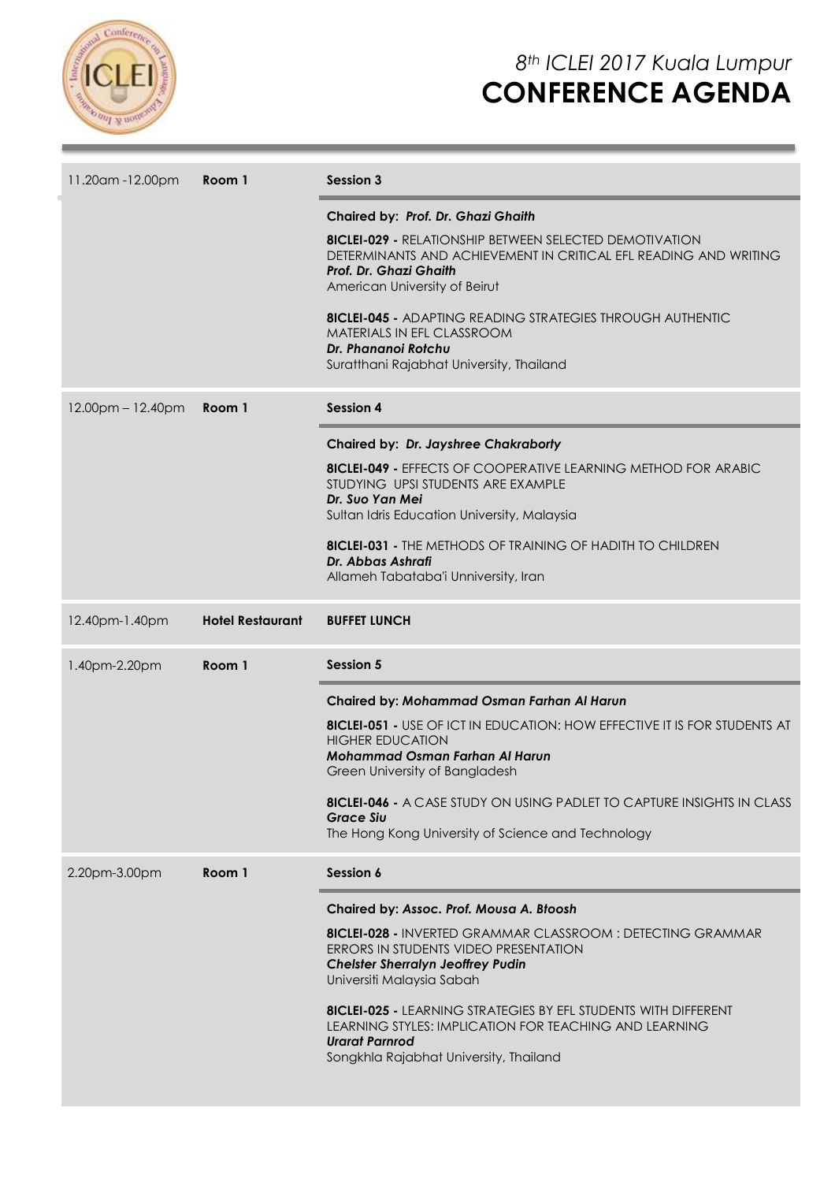| Time | Venue | Programme |
|---|---|---|
| 11.20am -12.00pm | **Room 1** | **Session 3**<br><br>**Chaired by:** ***Prof. Dr. Ghazi Ghaith***<br><br>**8ICLEI-029 -** RELATIONSHIP BETWEEN SELECTED DEMOTIVATION DETERMINANTS AND ACHIEVEMENT IN CRITICAL EFL READING AND WRITING<br>***Prof. Dr. Ghazi Ghaith***<br>American University of Beirut<br><br>**8ICLEI-045 -** ADAPTING READING STRATEGIES THROUGH AUTHENTIC MATERIALS IN EFL CLASSROOM<br>***Dr. Phananoi Rotchu***<br>Suratthani Rajabhat University, Thailand |
| 12.00pm – 12.40pm | **Room 1** | **Session 4**<br><br>**Chaired by:** ***Dr. Jayshree Chakraborty***<br><br>**8ICLEI-049 -** EFFECTS OF COOPERATIVE LEARNING METHOD FOR ARABIC STUDYING UPSI STUDENTS ARE EXAMPLE<br>***Dr. Suo Yan Mei***<br>Sultan Idris Education University, Malaysia<br><br>**8ICLEI-031 -** THE METHODS OF TRAINING OF HADITH TO CHILDREN<br>***Dr. Abbas Ashrafi***<br>Allameh Tabataba'i Unniversity, Iran |
| 12.40pm-1.40pm | **Hotel Restaurant** | **BUFFET LUNCH** |
| 1.40pm-2.20pm | **Room 1** | **Session 5**<br><br>**Chaired by:** ***Mohammad Osman Farhan Al Harun***<br><br>**8ICLEI-051 -** USE OF ICT IN EDUCATION: HOW EFFECTIVE IT IS FOR STUDENTS AT HIGHER EDUCATION<br>***Mohammad Osman Farhan Al Harun***<br>Green University of Bangladesh<br><br>**8ICLEI-046 -** A CASE STUDY ON USING PADLET TO CAPTURE INSIGHTS IN CLASS<br>***Grace Siu***<br>The Hong Kong University of Science and Technology |
| 2.20pm-3.00pm | **Room 1** | **Session 6**<br><br>**Chaired by:** ***Assoc. Prof. Mousa A. Btoosh***<br><br>**8ICLEI-028 -** INVERTED GRAMMAR CLASSROOM : DETECTING GRAMMAR ERRORS IN STUDENTS VIDEO PRESENTATION<br>***Chelster Sherralyn Jeoffrey Pudin***<br>Universiti Malaysia Sabah<br><br>**8ICLEI-025 -** LEARNING STRATEGIES BY EFL STUDENTS WITH DIFFERENT LEARNING STYLES: IMPLICATION FOR TEACHING AND LEARNING<br>***Urarat Parnrod***<br>Songkhla Rajabhat University, Thailand |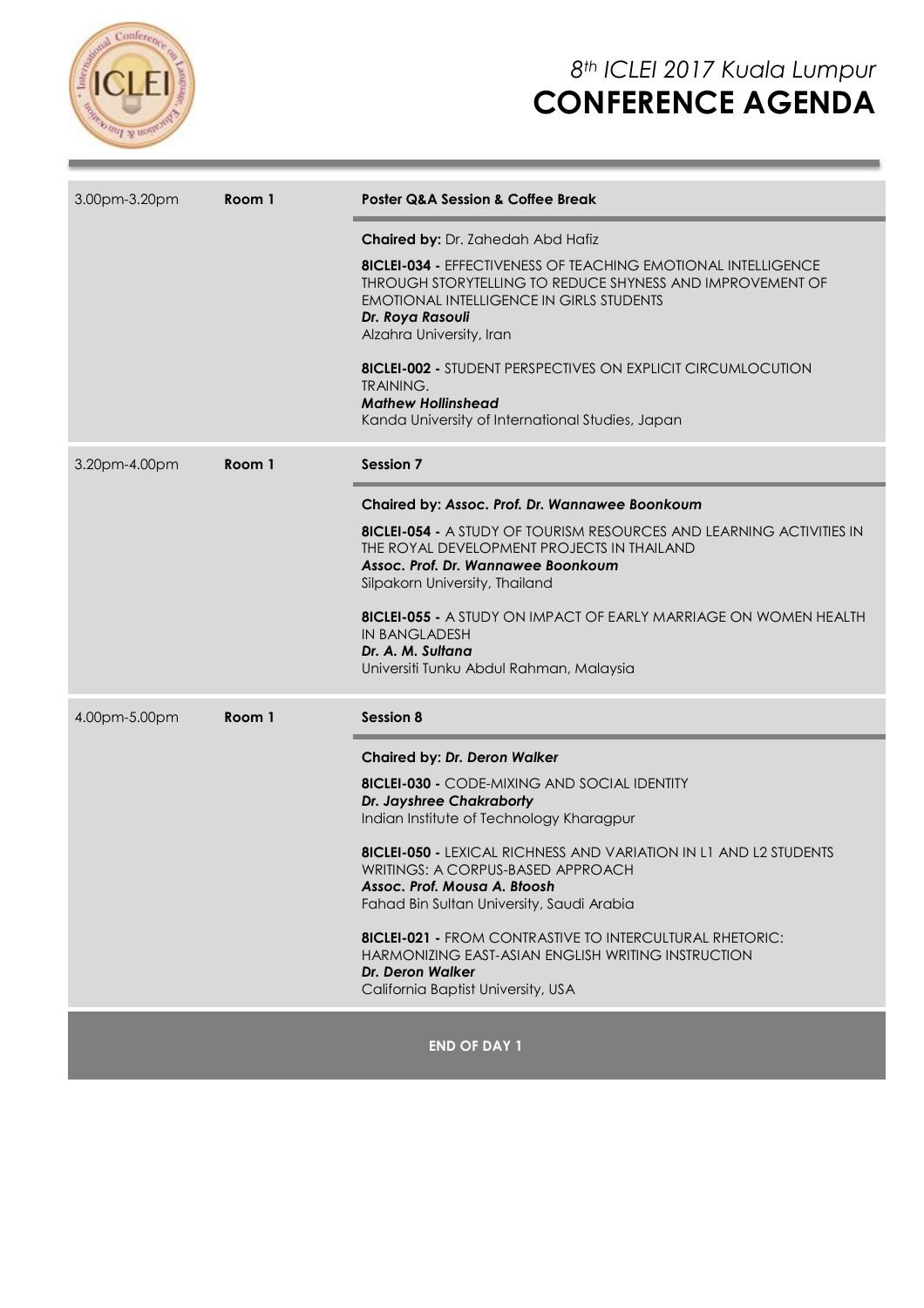| Time | Room | Session |
| --- | --- | --- |
| 3.00pm-3.20pm | **Room 1** | **Poster Q&A Session & Coffee Break** |
| | | **Chaired by:** Dr. Zahedah Abd Hafiz |
| | | **8ICLEI-034 -** EFFECTIVENESS OF TEACHING EMOTIONAL INTELLIGENCE THROUGH STORYTELLING TO REDUCE SHYNESS AND IMPROVEMENT OF EMOTIONAL INTELLIGENCE IN GIRLS STUDENTS<br>***Dr. Roya Rasouli***<br>Alzahra University, Iran |
| | | **8ICLEI-002 -** STUDENT PERSPECTIVES ON EXPLICIT CIRCUMLOCUTION TRAINING.<br>***Mathew Hollinshead***<br>Kanda University of International Studies, Japan |
| 3.20pm-4.00pm | **Room 1** | **Session 7** |
| | | **Chaired by:** ***Assoc. Prof. Dr. Wannawee Boonkoum*** |
| | | **8ICLEI-054 -** A STUDY OF TOURISM RESOURCES AND LEARNING ACTIVITIES IN THE ROYAL DEVELOPMENT PROJECTS IN THAILAND<br>***Assoc. Prof. Dr. Wannawee Boonkoum***<br>Silpakorn University, Thailand |
| | | **8ICLEI-055 -** A STUDY ON IMPACT OF EARLY MARRIAGE ON WOMEN HEALTH IN BANGLADESH<br>***Dr. A. M. Sultana***<br>Universiti Tunku Abdul Rahman, Malaysia |
| 4.00pm-5.00pm | **Room 1** | **Session 8** |
| | | **Chaired by:** ***Dr. Deron Walker*** |
| | | **8ICLEI-030 -** CODE-MIXING AND SOCIAL IDENTITY<br>***Dr. Jayshree Chakraborty***<br>Indian Institute of Technology Kharagpur |
| | | **8ICLEI-050 -** LEXICAL RICHNESS AND VARIATION IN L1 AND L2 STUDENTS WRITINGS: A CORPUS-BASED APPROACH<br>***Assoc. Prof. Mousa A. Btoosh***<br>Fahad Bin Sultan University, Saudi Arabia |
| | | **8ICLEI-021 -** FROM CONTRASTIVE TO INTERCULTURAL RHETORIC: HARMONIZING EAST-ASIAN ENGLISH WRITING INSTRUCTION<br>***Dr. Deron Walker***<br>California Baptist University, USA |

**END OF DAY 1**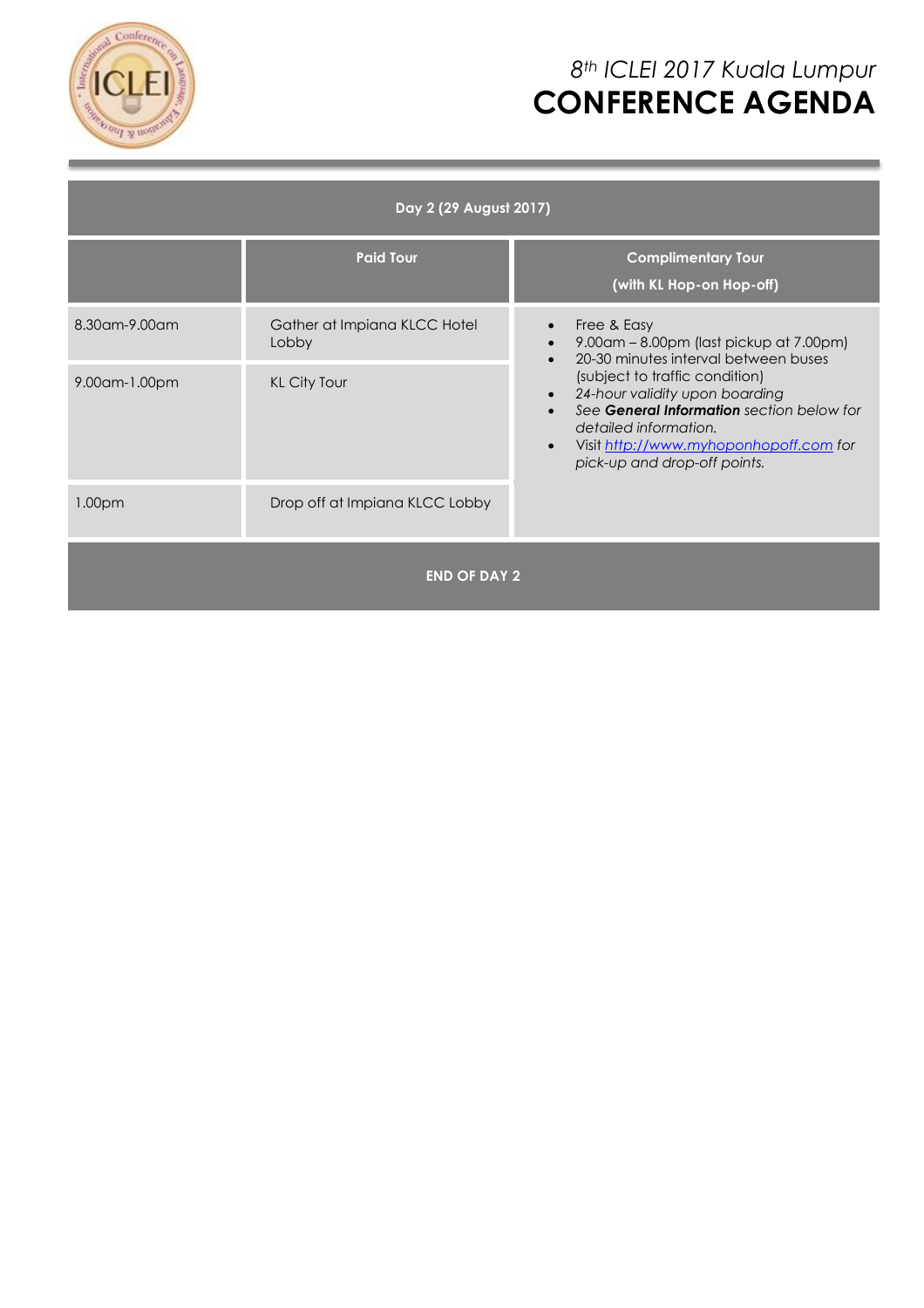# 8th ICLEI 2017 Kuala Lumpur
# CONFERENCE AGENDA

| Day 2 (29 August 2017) | | |
|---|---|---|
| | **Paid Tour** | **Complimentary Tour (with KL Hop-on Hop-off)** |
| 8.30am-9.00am | Gather at Impiana KLCC Hotel Lobby | • Free & Easy<br>• 9.00am – 8.00pm (last pickup at 7.00pm)<br>• 20-30 minutes interval between buses (subject to traffic condition)<br>• *24-hour validity upon boarding*<br>• *See **General Information** section below for detailed information.*<br>• Visit *http://www.myhoponhopoff.com for pick-up and drop-off points.* |
| 9.00am-1.00pm | KL City Tour | |
| 1.00pm | Drop off at Impiana KLCC Lobby | |
| **END OF DAY 2** | | |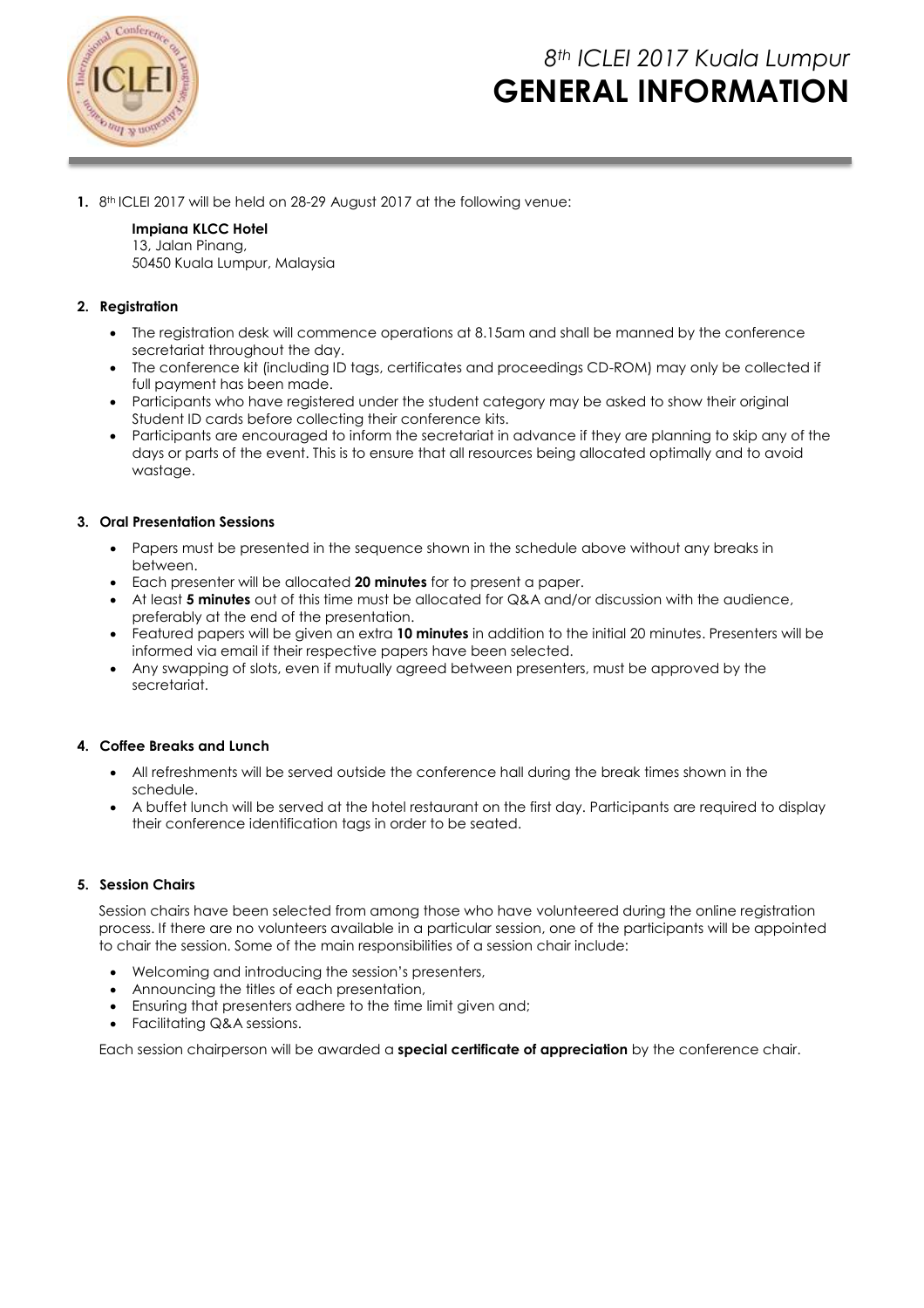# *8th ICLEI 2017 Kuala Lumpur*
# GENERAL INFORMATION

**1.** 8th ICLEI 2017 will be held on 28-29 August 2017 at the following venue:

**Impiana KLCC Hotel**
13, Jalan Pinang,
50450 Kuala Lumpur, Malaysia

**2. Registration**

- The registration desk will commence operations at 8.15am and shall be manned by the conference secretariat throughout the day.
- The conference kit (including ID tags, certificates and proceedings CD-ROM) may only be collected if full payment has been made.
- Participants who have registered under the student category may be asked to show their original Student ID cards before collecting their conference kits.
- Participants are encouraged to inform the secretariat in advance if they are planning to skip any of the days or parts of the event. This is to ensure that all resources being allocated optimally and to avoid wastage.

**3. Oral Presentation Sessions**

- Papers must be presented in the sequence shown in the schedule above without any breaks in between.
- Each presenter will be allocated **20 minutes** for to present a paper.
- At least **5 minutes** out of this time must be allocated for Q&A and/or discussion with the audience, preferably at the end of the presentation.
- Featured papers will be given an extra **10 minutes** in addition to the initial 20 minutes. Presenters will be informed via email if their respective papers have been selected.
- Any swapping of slots, even if mutually agreed between presenters, must be approved by the secretariat.

**4. Coffee Breaks and Lunch**

- All refreshments will be served outside the conference hall during the break times shown in the schedule.
- A buffet lunch will be served at the hotel restaurant on the first day. Participants are required to display their conference identification tags in order to be seated.

**5. Session Chairs**

Session chairs have been selected from among those who have volunteered during the online registration process. If there are no volunteers available in a particular session, one of the participants will be appointed to chair the session. Some of the main responsibilities of a session chair include:

- Welcoming and introducing the session's presenters,
- Announcing the titles of each presentation,
- Ensuring that presenters adhere to the time limit given and;
- Facilitating Q&A sessions.

Each session chairperson will be awarded a **special certificate of appreciation** by the conference chair.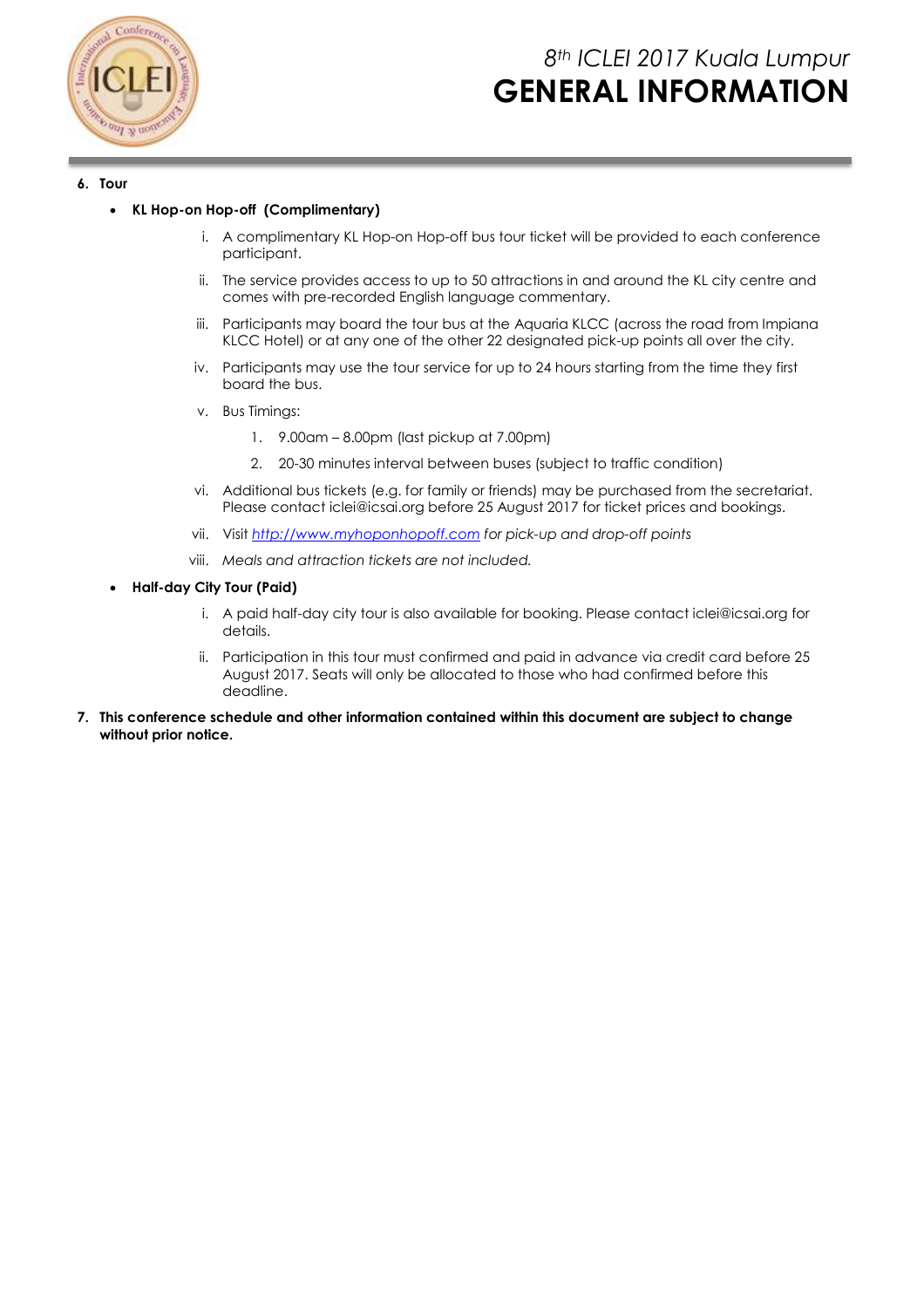6. **Tour**

- **KL Hop-on Hop-off (Complimentary)**

  i. A complimentary KL Hop-on Hop-off bus tour ticket will be provided to each conference participant.

  ii. The service provides access to up to 50 attractions in and around the KL city centre and comes with pre-recorded English language commentary.

  iii. Participants may board the tour bus at the Aquaria KLCC (across the road from Impiana KLCC Hotel) or at any one of the other 22 designated pick-up points all over the city.

  iv. Participants may use the tour service for up to 24 hours starting from the time they first board the bus.

  v. Bus Timings:

     1. 9.00am – 8.00pm (last pickup at 7.00pm)

     2. 20-30 minutes interval between buses (subject to traffic condition)

  vi. Additional bus tickets (e.g. for family or friends) may be purchased from the secretariat. Please contact iclei@icsai.org before 25 August 2017 for ticket prices and bookings.

  vii. *Visit [http://www.myhoponhopoff.com](http://www.myhoponhopoff.com) for pick-up and drop-off points*

  viii. *Meals and attraction tickets are not included.*

- **Half-day City Tour (Paid)**

  i. A paid half-day city tour is also available for booking. Please contact iclei@icsai.org for details.

  ii. Participation in this tour must confirmed and paid in advance via credit card before 25 August 2017. Seats will only be allocated to those who had confirmed before this deadline.

7. **This conference schedule and other information contained within this document are subject to change without prior notice.**